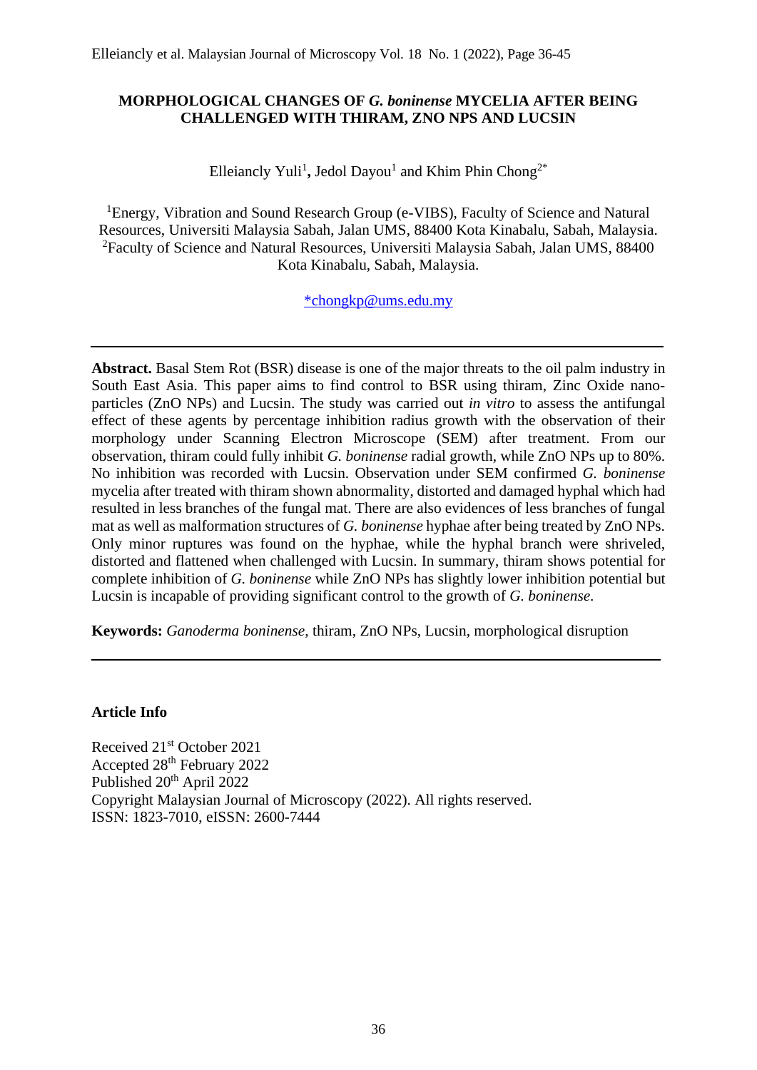# MORPHOLOGICAL CHANGES OF *G. boninense* MYCELIA AFTER BEING CHALLENGED WITH THIRAM, ZNO NPS AND LUCSIN

Elleiancly Yuli[1], Jedol Dayou[1] and Khim Phin Chong[2*]

[1]Energy, Vibration and Sound Research Group (e-VIBS), Faculty of Science and Natural Resources, Universiti Malaysia Sabah, Jalan UMS, 88400 Kota Kinabalu, Sabah, Malaysia.
[2]Faculty of Science and Natural Resources, Universiti Malaysia Sabah, Jalan UMS, 88400 Kota Kinabalu, Sabah, Malaysia.

*chongkp@ums.edu.my

---

**Abstract.** Basal Stem Rot (BSR) disease is one of the major threats to the oil palm industry in South East Asia. This paper aims to find control to BSR using thiram, Zinc Oxide nano-particles (ZnO NPs) and Lucsin. The study was carried out *in vitro* to assess the antifungal effect of these agents by percentage inhibition radius growth with the observation of their morphology under Scanning Electron Microscope (SEM) after treatment. From our observation, thiram could fully inhibit *G. boninense* radial growth, while ZnO NPs up to 80%. No inhibition was recorded with Lucsin. Observation under SEM confirmed *G. boninense* mycelia after treated with thiram shown abnormality, distorted and damaged hyphal which had resulted in less branches of the fungal mat. There are also evidences of less branches of fungal mat as well as malformation structures of *G. boninense* hyphae after being treated by ZnO NPs. Only minor ruptures was found on the hyphae, while the hyphal branch were shriveled, distorted and flattened when challenged with Lucsin. In summary, thiram shows potential for complete inhibition of *G. boninense* while ZnO NPs has slightly lower inhibition potential but Lucsin is incapable of providing significant control to the growth of *G. boninense*.

**Keywords:** *Ganoderma boninense*, thiram, ZnO NPs, Lucsin, morphological disruption

---

**Article Info**

Received 21st October 2021
Accepted 28th February 2022
Published 20th April 2022
Copyright Malaysian Journal of Microscopy (2022). All rights reserved.
ISSN: 1823-7010, eISSN: 2600-7444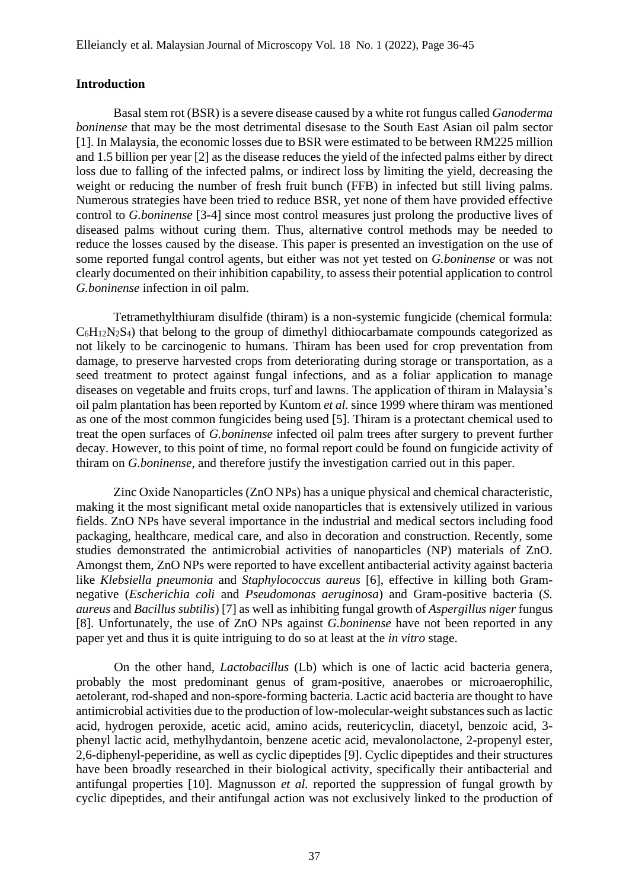## Introduction

Basal stem rot (BSR) is a severe disease caused by a white rot fungus called *Ganoderma boninense* that may be the most detrimental disesase to the South East Asian oil palm sector [1]. In Malaysia, the economic losses due to BSR were estimated to be between RM225 million and 1.5 billion per year [2] as the disease reduces the yield of the infected palms either by direct loss due to falling of the infected palms, or indirect loss by limiting the yield, decreasing the weight or reducing the number of fresh fruit bunch (FFB) in infected but still living palms. Numerous strategies have been tried to reduce BSR, yet none of them have provided effective control to *G.boninense* [3-4] since most control measures just prolong the productive lives of diseased palms without curing them. Thus, alternative control methods may be needed to reduce the losses caused by the disease. This paper is presented an investigation on the use of some reported fungal control agents, but either was not yet tested on *G.boninense* or was not clearly documented on their inhibition capability, to assess their potential application to control *G.boninense* infection in oil palm.

Tetramethylthiuram disulfide (thiram) is a non-systemic fungicide (chemical formula: $C_6H_{12}N_2S_4$) that belong to the group of dimethyl dithiocarbamate compounds categorized as not likely to be carcinogenic to humans. Thiram has been used for crop prevention from damage, to preserve harvested crops from deteriorating during storage or transportation, as a seed treatment to protect against fungal infections, and as a foliar application to manage diseases on vegetable and fruits crops, turf and lawns. The application of thiram in Malaysia's oil palm plantation has been reported by Kuntom *et al.* since 1999 where thiram was mentioned as one of the most common fungicides being used [5]. Thiram is a protectant chemical used to treat the open surfaces of *G.boninense* infected oil palm trees after surgery to prevent further decay. However, to this point of time, no formal report could be found on fungicide activity of thiram on *G.boninense*, and therefore justify the investigation carried out in this paper.

Zinc Oxide Nanoparticles (ZnO NPs) has a unique physical and chemical characteristic, making it the most significant metal oxide nanoparticles that is extensively utilized in various fields. ZnO NPs have several importance in the industrial and medical sectors including food packaging, healthcare, medical care, and also in decoration and construction. Recently, some studies demonstrated the antimicrobial activities of nanoparticles (NP) materials of ZnO. Amongst them, ZnO NPs were reported to have excellent antibacterial activity against bacteria like *Klebsiella pneumonia* and *Staphylococcus aureus* [6], effective in killing both Gram-negative (*Escherichia coli* and *Pseudomonas aeruginosa*) and Gram-positive bacteria (*S. aureus* and *Bacillus subtilis*) [7] as well as inhibiting fungal growth of *Aspergillus niger* fungus [8]. Unfortunately, the use of ZnO NPs against *G.boninense* have not been reported in any paper yet and thus it is quite intriguing to do so at least at the *in vitro* stage.

On the other hand, *Lactobacillus* (Lb) which is one of lactic acid bacteria genera, probably the most predominant genus of gram-positive, anaerobes or microaerophilic, aetolerant, rod-shaped and non-spore-forming bacteria. Lactic acid bacteria are thought to have antimicrobial activities due to the production of low-molecular-weight substances such as lactic acid, hydrogen peroxide, acetic acid, amino acids, reutericyclin, diacetyl, benzoic acid, 3-phenyl lactic acid, methylhydantoin, benzene acetic acid, mevalonolactone, 2-propenyl ester, 2,6-diphenyl-peperidine, as well as cyclic dipeptides [9]. Cyclic dipeptides and their structures have been broadly researched in their biological activity, specifically their antibacterial and antifungal properties [10]. Magnusson *et al.* reported the suppression of fungal growth by cyclic dipeptides, and their antifungal action was not exclusively linked to the production of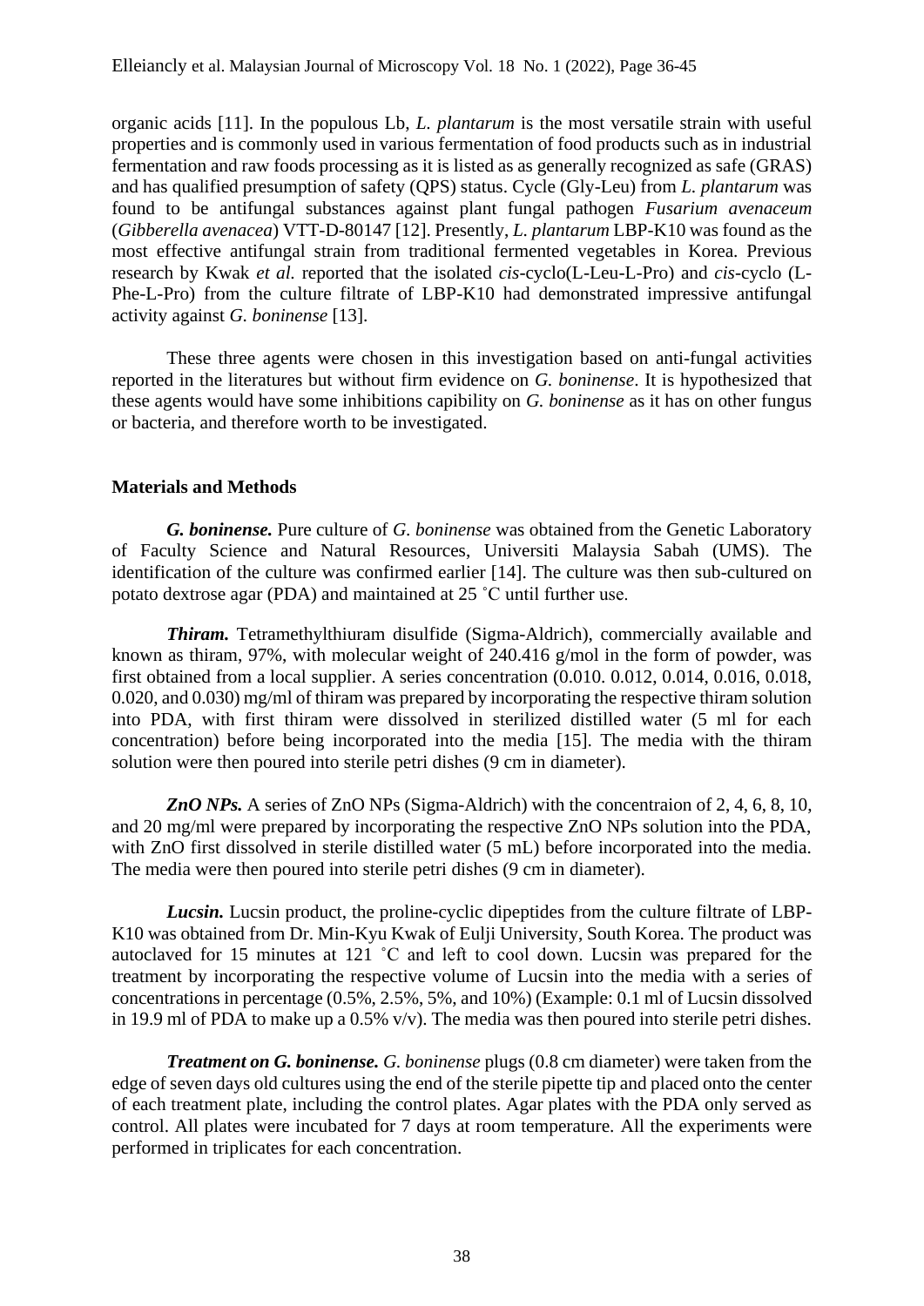organic acids [11]. In the populous Lb, *L. plantarum* is the most versatile strain with useful properties and is commonly used in various fermentation of food products such as in industrial fermentation and raw foods processing as it is listed as as generally recognized as safe (GRAS) and has qualified presumption of safety (QPS) status. Cycle (Gly-Leu) from *L. plantarum* was found to be antifungal substances against plant fungal pathogen *Fusarium avenaceum* (*Gibberella avenacea*) VTT-D-80147 [12]. Presently, *L. plantarum* LBP-K10 was found as the most effective antifungal strain from traditional fermented vegetables in Korea. Previous research by Kwak *et al.* reported that the isolated *cis*-cyclo(L-Leu-L-Pro) and *cis*-cyclo (L-Phe-L-Pro) from the culture filtrate of LBP-K10 had demonstrated impressive antifungal activity against *G. boninense* [13].

These three agents were chosen in this investigation based on anti-fungal activities reported in the literatures but without firm evidence on *G. boninense*. It is hypothesized that these agents would have some inhibitions capibility on *G. boninense* as it has on other fungus or bacteria, and therefore worth to be investigated.

## Materials and Methods

***G. boninense.*** Pure culture of *G. boninense* was obtained from the Genetic Laboratory of Faculty Science and Natural Resources, Universiti Malaysia Sabah (UMS). The identification of the culture was confirmed earlier [14]. The culture was then sub-cultured on potato dextrose agar (PDA) and maintained at 25 ˚C until further use.

***Thiram.*** Tetramethylthiuram disulfide (Sigma-Aldrich), commercially available and known as thiram, 97%, with molecular weight of 240.416 g/mol in the form of powder, was first obtained from a local supplier. A series concentration (0.010. 0.012, 0.014, 0.016, 0.018, 0.020, and 0.030) mg/ml of thiram was prepared by incorporating the respective thiram solution into PDA, with first thiram were dissolved in sterilized distilled water (5 ml for each concentration) before being incorporated into the media [15]. The media with the thiram solution were then poured into sterile petri dishes (9 cm in diameter).

***ZnO NPs.*** A series of ZnO NPs (Sigma-Aldrich) with the concentraion of 2, 4, 6, 8, 10, and 20 mg/ml were prepared by incorporating the respective ZnO NPs solution into the PDA, with ZnO first dissolved in sterile distilled water (5 mL) before incorporated into the media. The media were then poured into sterile petri dishes (9 cm in diameter).

***Lucsin.*** Lucsin product, the proline-cyclic dipeptides from the culture filtrate of LBP-K10 was obtained from Dr. Min-Kyu Kwak of Eulji University, South Korea. The product was autoclaved for 15 minutes at 121 ˚C and left to cool down. Lucsin was prepared for the treatment by incorporating the respective volume of Lucsin into the media with a series of concentrations in percentage (0.5%, 2.5%, 5%, and 10%) (Example: 0.1 ml of Lucsin dissolved in 19.9 ml of PDA to make up a 0.5% v/v). The media was then poured into sterile petri dishes.

***Treatment on G. boninense.*** *G. boninense* plugs (0.8 cm diameter) were taken from the edge of seven days old cultures using the end of the sterile pipette tip and placed onto the center of each treatment plate, including the control plates. Agar plates with the PDA only served as control. All plates were incubated for 7 days at room temperature. All the experiments were performed in triplicates for each concentration.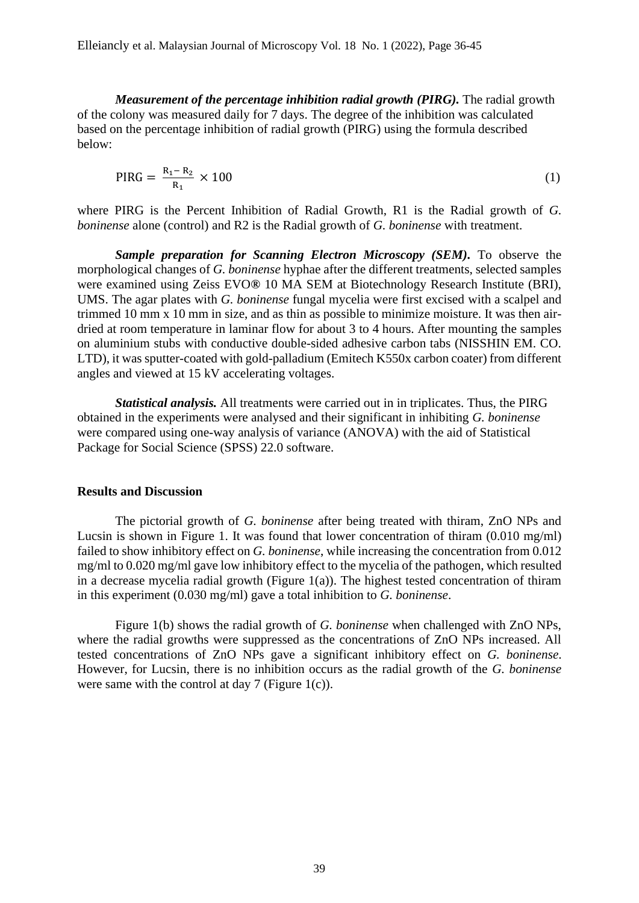***Measurement of the percentage inhibition radial growth (PIRG).*** The radial growth of the colony was measured daily for 7 days. The degree of the inhibition was calculated based on the percentage inhibition of radial growth (PIRG) using the formula described below:

$$\text{PIRG} = \frac{R_1 - R_2}{R_1} \times 100 \tag{1}$$

where PIRG is the Percent Inhibition of Radial Growth, R1 is the Radial growth of *G. boninense* alone (control) and R2 is the Radial growth of *G. boninense* with treatment.

***Sample preparation for Scanning Electron Microscopy (SEM).*** To observe the morphological changes of *G. boninense* hyphae after the different treatments, selected samples were examined using Zeiss EVO® 10 MA SEM at Biotechnology Research Institute (BRI), UMS. The agar plates with *G. boninense* fungal mycelia were first excised with a scalpel and trimmed 10 mm x 10 mm in size, and as thin as possible to minimize moisture. It was then air-dried at room temperature in laminar flow for about 3 to 4 hours. After mounting the samples on aluminium stubs with conductive double-sided adhesive carbon tabs (NISSHIN EM. CO. LTD), it was sputter-coated with gold-palladium (Emitech K550x carbon coater) from different angles and viewed at 15 kV accelerating voltages.

***Statistical analysis.*** All treatments were carried out in in triplicates. Thus, the PIRG obtained in the experiments were analysed and their significant in inhibiting *G. boninense* were compared using one-way analysis of variance (ANOVA) with the aid of Statistical Package for Social Science (SPSS) 22.0 software.

## Results and Discussion

The pictorial growth of *G. boninense* after being treated with thiram, ZnO NPs and Lucsin is shown in Figure 1. It was found that lower concentration of thiram (0.010 mg/ml) failed to show inhibitory effect on *G. boninense*, while increasing the concentration from 0.012 mg/ml to 0.020 mg/ml gave low inhibitory effect to the mycelia of the pathogen, which resulted in a decrease mycelia radial growth (Figure 1(a)). The highest tested concentration of thiram in this experiment (0.030 mg/ml) gave a total inhibition to *G. boninense*.

Figure 1(b) shows the radial growth of *G. boninense* when challenged with ZnO NPs, where the radial growths were suppressed as the concentrations of ZnO NPs increased. All tested concentrations of ZnO NPs gave a significant inhibitory effect on *G. boninense*. However, for Lucsin, there is no inhibition occurs as the radial growth of the *G. boninense* were same with the control at day 7 (Figure 1(c)).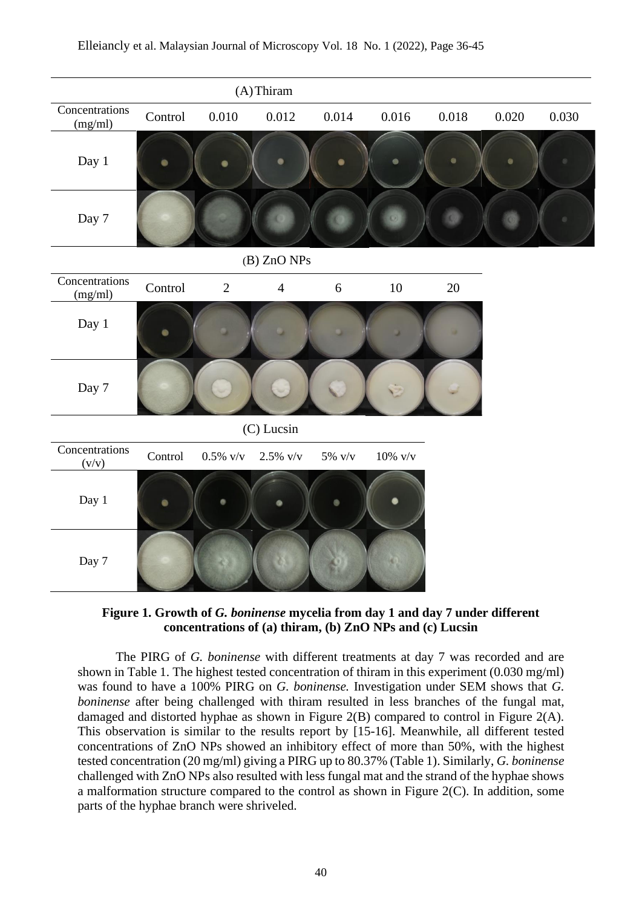| (A) Thiram | | | | | | | | |
|---|---|---|---|---|---|---|---|---|
| Concentrations (mg/ml) | Control | 0.010 | 0.012 | 0.014 | 0.016 | 0.018 | 0.020 | 0.030 |
| Day 1 | | | | | | | | |
| Day 7 | | | | | | | | |

| (B) ZnO NPs | | | | | | |
|---|---|---|---|---|---|---|
| Concentrations (mg/ml) | Control | 2 | 4 | 6 | 10 | 20 |
| Day 1 | | | | | | |
| Day 7 | | | | | | |

| (C) Lucsin | | | | | |
|---|---|---|---|---|---|
| Concentrations (v/v) | Control | 0.5% v/v | 2.5% v/v | 5% v/v | 10% v/v |
| Day 1 | | | | | |
| Day 7 | | | | | |

**Figure 1. Growth of *G. boninense* mycelia from day 1 and day 7 under different concentrations of (a) thiram, (b) ZnO NPs and (c) Lucsin**

The PIRG of *G. boninense* with different treatments at day 7 was recorded and are shown in Table 1. The highest tested concentration of thiram in this experiment (0.030 mg/ml) was found to have a 100% PIRG on *G. boninense.* Investigation under SEM shows that *G. boninense* after being challenged with thiram resulted in less branches of the fungal mat, damaged and distorted hyphae as shown in Figure 2(B) compared to control in Figure 2(A). This observation is similar to the results report by [15-16]. Meanwhile, all different tested concentrations of ZnO NPs showed an inhibitory effect of more than 50%, with the highest tested concentration (20 mg/ml) giving a PIRG up to 80.37% (Table 1). Similarly, *G. boninense* challenged with ZnO NPs also resulted with less fungal mat and the strand of the hyphae shows a malformation structure compared to the control as shown in Figure 2(C). In addition, some parts of the hyphae branch were shriveled.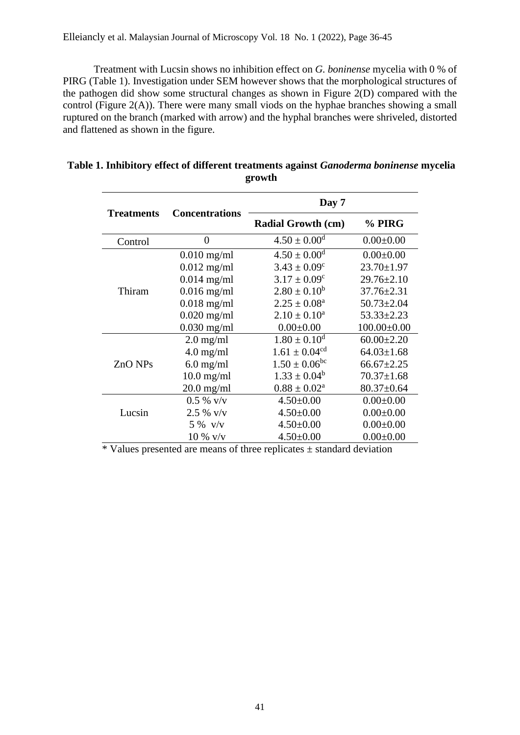Treatment with Lucsin shows no inhibition effect on *G. boninense* mycelia with 0 % of PIRG (Table 1). Investigation under SEM however shows that the morphological structures of the pathogen did show some structural changes as shown in Figure 2(D) compared with the control (Figure 2(A)). There were many small viods on the hyphae branches showing a small ruptured on the branch (marked with arrow) and the hyphal branches were shriveled, distorted and flattened as shown in the figure.

**Table 1. Inhibitory effect of different treatments against *Ganoderma boninense* mycelia growth**

| Treatments | Concentrations | Day 7 | |
|---|---|---|---|
| | | **Radial Growth (cm)** | **% PIRG** |
| Control | 0 | $4.50 \pm 0.00^{d}$ | 0.00±0.00 |
| Thiram | 0.010 mg/ml | $4.50 \pm 0.00^{d}$ | 0.00±0.00 |
| | 0.012 mg/ml | $3.43 \pm 0.09^{c}$ | 23.70±1.97 |
| | 0.014 mg/ml | $3.17 \pm 0.09^{c}$ | 29.76±2.10 |
| | 0.016 mg/ml | $2.80 \pm 0.10^{b}$ | 37.76±2.31 |
| | 0.018 mg/ml | $2.25 \pm 0.08^{a}$ | 50.73±2.04 |
| | 0.020 mg/ml | $2.10 \pm 0.10^{a}$ | 53.33±2.23 |
| | 0.030 mg/ml | 0.00±0.00 | 100.00±0.00 |
| ZnO NPs | 2.0 mg/ml | $1.80 \pm 0.10^{d}$ | 60.00±2.20 |
| | 4.0 mg/ml | $1.61 \pm 0.04^{cd}$ | 64.03±1.68 |
| | 6.0 mg/ml | $1.50 \pm 0.06^{bc}$ | 66.67±2.25 |
| | 10.0 mg/ml | $1.33 \pm 0.04^{b}$ | 70.37±1.68 |
| | 20.0 mg/ml | $0.88 \pm 0.02^{a}$ | 80.37±0.64 |
| Lucsin | 0.5 % v/v | 4.50±0.00 | 0.00±0.00 |
| | 2.5 % v/v | 4.50±0.00 | 0.00±0.00 |
| | 5 % v/v | 4.50±0.00 | 0.00±0.00 |
| | 10 % v/v | 4.50±0.00 | 0.00±0.00 |

\* Values presented are means of three replicates ± standard deviation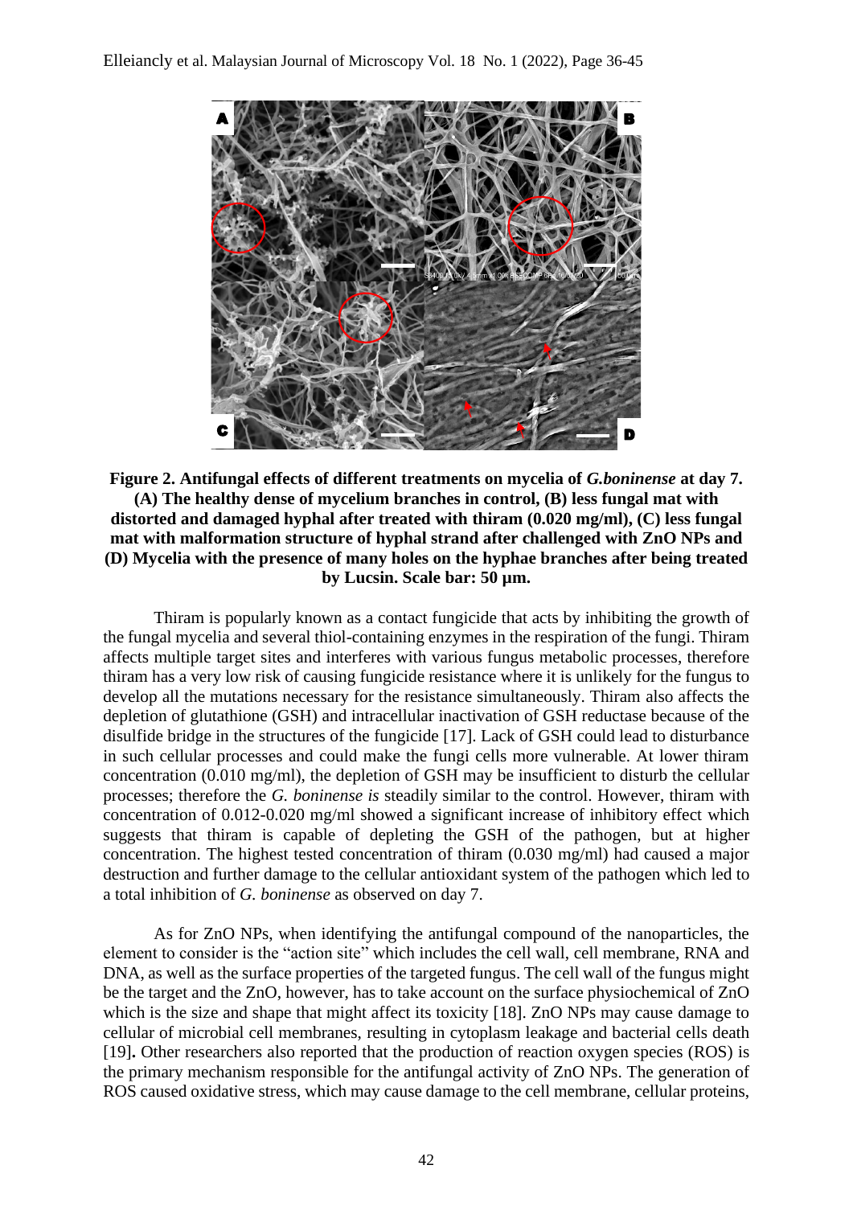**Figure 2. Antifungal effects of different treatments on mycelia of *G.boninense* at day 7. (A) The healthy dense of mycelium branches in control, (B) less fungal mat with distorted and damaged hyphal after treated with thiram (0.020 mg/ml), (C) less fungal mat with malformation structure of hyphal strand after challenged with ZnO NPs and (D) Mycelia with the presence of many holes on the hyphae branches after being treated by Lucsin. Scale bar: 50 µm.**

Thiram is popularly known as a contact fungicide that acts by inhibiting the growth of the fungal mycelia and several thiol-containing enzymes in the respiration of the fungi. Thiram affects multiple target sites and interferes with various fungus metabolic processes, therefore thiram has a very low risk of causing fungicide resistance where it is unlikely for the fungus to develop all the mutations necessary for the resistance simultaneously. Thiram also affects the depletion of glutathione (GSH) and intracellular inactivation of GSH reductase because of the disulfide bridge in the structures of the fungicide [17]. Lack of GSH could lead to disturbance in such cellular processes and could make the fungi cells more vulnerable. At lower thiram concentration (0.010 mg/ml), the depletion of GSH may be insufficient to disturb the cellular processes; therefore the *G. boninense is* steadily similar to the control. However, thiram with concentration of 0.012-0.020 mg/ml showed a significant increase of inhibitory effect which suggests that thiram is capable of depleting the GSH of the pathogen, but at higher concentration. The highest tested concentration of thiram (0.030 mg/ml) had caused a major destruction and further damage to the cellular antioxidant system of the pathogen which led to a total inhibition of *G. boninense* as observed on day 7.

As for ZnO NPs, when identifying the antifungal compound of the nanoparticles, the element to consider is the "action site" which includes the cell wall, cell membrane, RNA and DNA, as well as the surface properties of the targeted fungus. The cell wall of the fungus might be the target and the ZnO, however, has to take account on the surface physiochemical of ZnO which is the size and shape that might affect its toxicity [18]. ZnO NPs may cause damage to cellular of microbial cell membranes, resulting in cytoplasm leakage and bacterial cells death [19]**.** Other researchers also reported that the production of reaction oxygen species (ROS) is the primary mechanism responsible for the antifungal activity of ZnO NPs. The generation of ROS caused oxidative stress, which may cause damage to the cell membrane, cellular proteins,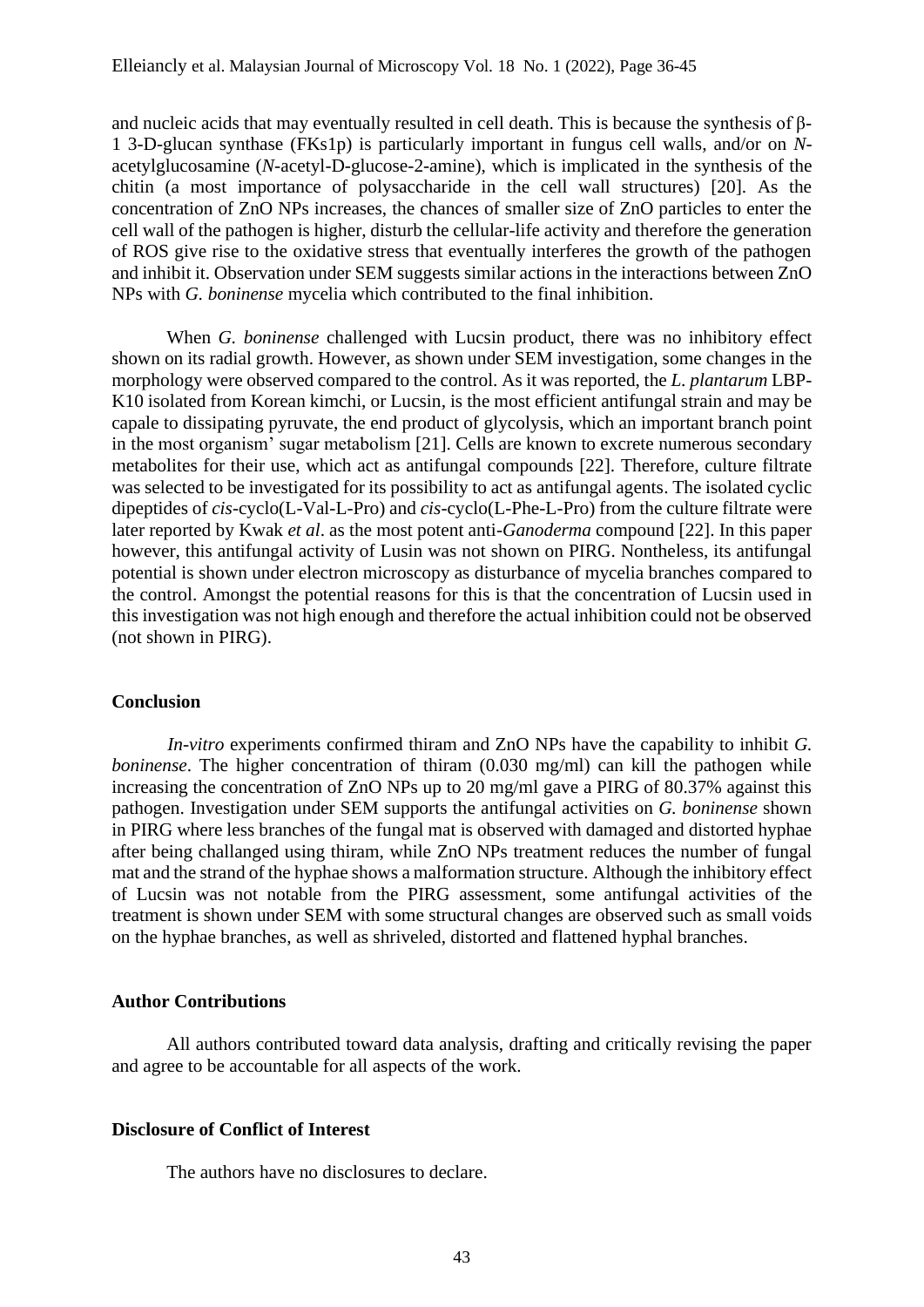and nucleic acids that may eventually resulted in cell death. This is because the synthesis of β-1 3-D-glucan synthase (FKs1p) is particularly important in fungus cell walls, and/or on *N*-acetylglucosamine (*N*-acetyl-D-glucose-2-amine), which is implicated in the synthesis of the chitin (a most importance of polysaccharide in the cell wall structures) [20]. As the concentration of ZnO NPs increases, the chances of smaller size of ZnO particles to enter the cell wall of the pathogen is higher, disturb the cellular-life activity and therefore the generation of ROS give rise to the oxidative stress that eventually interferes the growth of the pathogen and inhibit it. Observation under SEM suggests similar actions in the interactions between ZnO NPs with *G. boninense* mycelia which contributed to the final inhibition.

When *G. boninense* challenged with Lucsin product, there was no inhibitory effect shown on its radial growth. However, as shown under SEM investigation, some changes in the morphology were observed compared to the control. As it was reported, the *L. plantarum* LBP-K10 isolated from Korean kimchi, or Lucsin, is the most efficient antifungal strain and may be capale to dissipating pyruvate, the end product of glycolysis, which an important branch point in the most organism' sugar metabolism [21]. Cells are known to excrete numerous secondary metabolites for their use, which act as antifungal compounds [22]. Therefore, culture filtrate was selected to be investigated for its possibility to act as antifungal agents. The isolated cyclic dipeptides of *cis*-cyclo(L-Val-L-Pro) and *cis*-cyclo(L-Phe-L-Pro) from the culture filtrate were later reported by Kwak *et al*. as the most potent anti-*Ganoderma* compound [22]. In this paper however, this antifungal activity of Lusin was not shown on PIRG. Nontheless, its antifungal potential is shown under electron microscopy as disturbance of mycelia branches compared to the control. Amongst the potential reasons for this is that the concentration of Lucsin used in this investigation was not high enough and therefore the actual inhibition could not be observed (not shown in PIRG).

## Conclusion

*In-vitro* experiments confirmed thiram and ZnO NPs have the capability to inhibit *G. boninense*. The higher concentration of thiram (0.030 mg/ml) can kill the pathogen while increasing the concentration of ZnO NPs up to 20 mg/ml gave a PIRG of 80.37% against this pathogen. Investigation under SEM supports the antifungal activities on *G. boninense* shown in PIRG where less branches of the fungal mat is observed with damaged and distorted hyphae after being challanged using thiram, while ZnO NPs treatment reduces the number of fungal mat and the strand of the hyphae shows a malformation structure. Although the inhibitory effect of Lucsin was not notable from the PIRG assessment, some antifungal activities of the treatment is shown under SEM with some structural changes are observed such as small voids on the hyphae branches, as well as shriveled, distorted and flattened hyphal branches.

## Author Contributions

All authors contributed toward data analysis, drafting and critically revising the paper and agree to be accountable for all aspects of the work.

## Disclosure of Conflict of Interest

The authors have no disclosures to declare.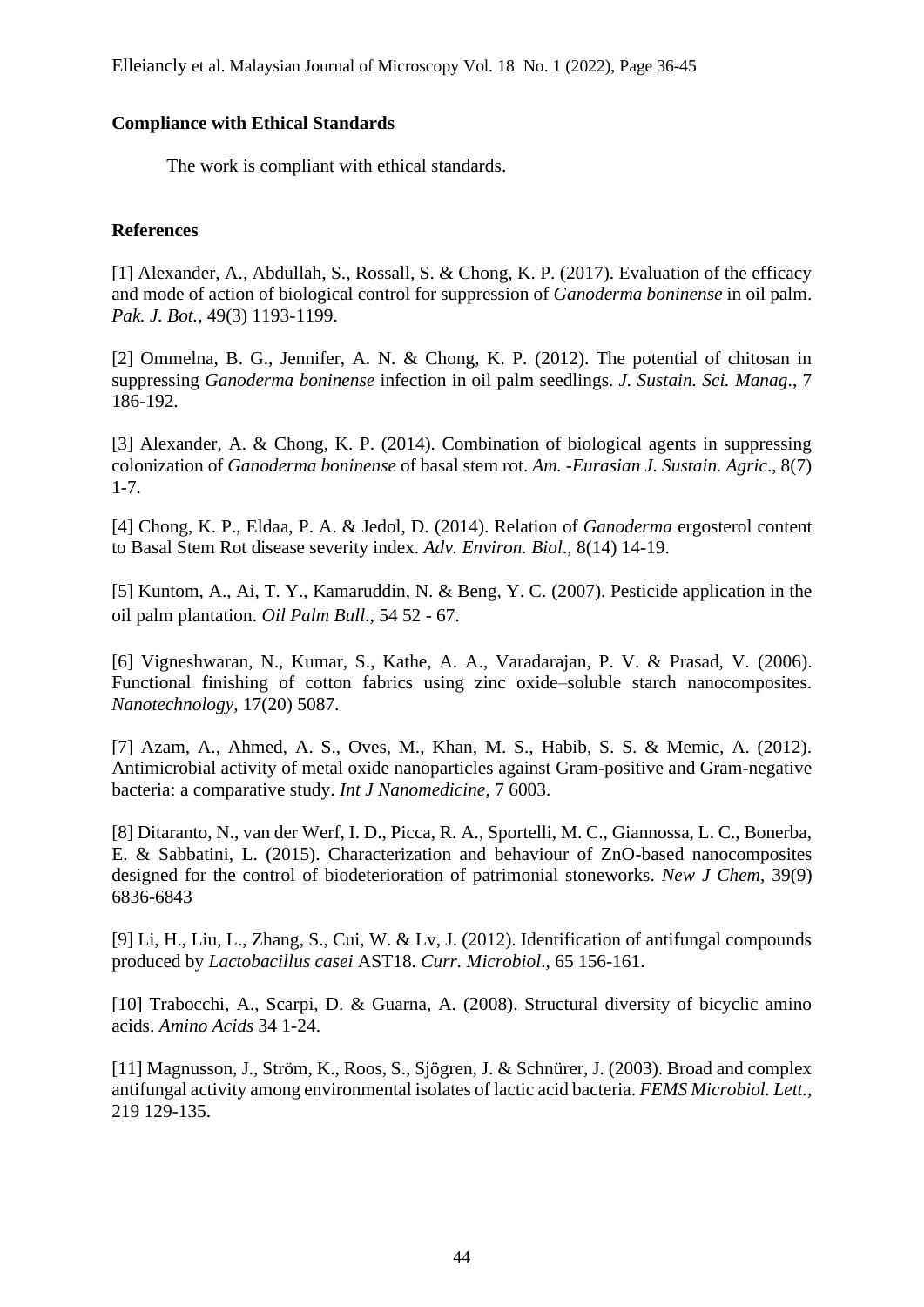**Compliance with Ethical Standards**

The work is compliant with ethical standards.

**References**

[1] Alexander, A., Abdullah, S., Rossall, S. & Chong, K. P. (2017). Evaluation of the efficacy and mode of action of biological control for suppression of *Ganoderma boninense* in oil palm. *Pak. J. Bot.*, 49(3) 1193-1199.

[2] Ommelna, B. G., Jennifer, A. N. & Chong, K. P. (2012). The potential of chitosan in suppressing *Ganoderma boninense* infection in oil palm seedlings. *J. Sustain. Sci. Manag*., 7 186-192.

[3] Alexander, A. & Chong, K. P. (2014). Combination of biological agents in suppressing colonization of *Ganoderma boninense* of basal stem rot. *Am. -Eurasian J. Sustain. Agric*., 8(7) 1-7.

[4] Chong, K. P., Eldaa, P. A. & Jedol, D. (2014). Relation of *Ganoderma* ergosterol content to Basal Stem Rot disease severity index. *Adv. Environ. Biol*., 8(14) 14-19.

[5] Kuntom, A., Ai, T. Y., Kamaruddin, N. & Beng, Y. C. (2007). Pesticide application in the oil palm plantation. *Oil Palm Bull*., 54 52 - 67.

[6] Vigneshwaran, N., Kumar, S., Kathe, A. A., Varadarajan, P. V. & Prasad, V. (2006). Functional finishing of cotton fabrics using zinc oxide–soluble starch nanocomposites. *Nanotechnology*, 17(20) 5087.

[7] Azam, A., Ahmed, A. S., Oves, M., Khan, M. S., Habib, S. S. & Memic, A. (2012). Antimicrobial activity of metal oxide nanoparticles against Gram-positive and Gram-negative bacteria: a comparative study. *Int J Nanomedicine*, 7 6003.

[8] Ditaranto, N., van der Werf, I. D., Picca, R. A., Sportelli, M. C., Giannossa, L. C., Bonerba, E. & Sabbatini, L. (2015). Characterization and behaviour of ZnO-based nanocomposites designed for the control of biodeterioration of patrimonial stoneworks. *New J Chem*, 39(9) 6836-6843

[9] Li, H., Liu, L., Zhang, S., Cui, W. & Lv, J. (2012). Identification of antifungal compounds produced by *Lactobacillus casei* AST18. *Curr. Microbiol*., 65 156-161.

[10] Trabocchi, A., Scarpi, D. & Guarna, A. (2008). Structural diversity of bicyclic amino acids. *Amino Acids* 34 1-24.

[11] Magnusson, J., Ström, K., Roos, S., Sjögren, J. & Schnürer, J. (2003). Broad and complex antifungal activity among environmental isolates of lactic acid bacteria. *FEMS Microbiol. Lett.*, 219 129-135.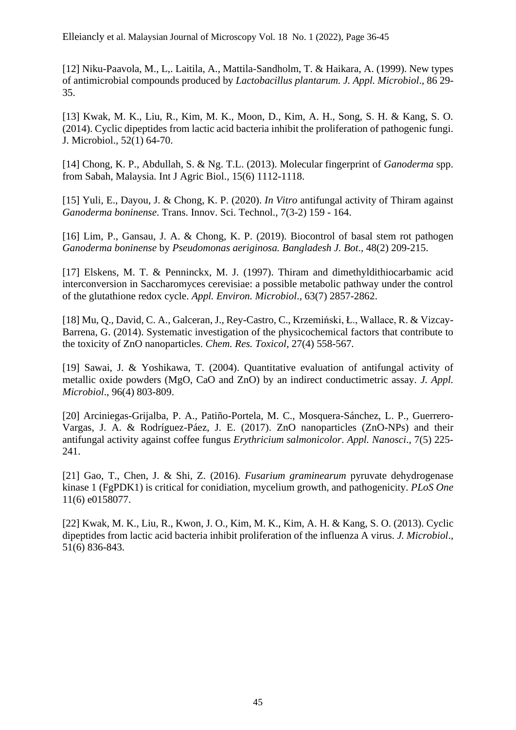[12] Niku-Paavola, M., L,. Laitila, A., Mattila-Sandholm, T. & Haikara, A. (1999). New types of antimicrobial compounds produced by *Lactobacillus plantarum. J. Appl. Microbiol*., 86 29-35.

[13] Kwak, M. K., Liu, R., Kim, M. K., Moon, D., Kim, A. H., Song, S. H. & Kang, S. O. (2014). Cyclic dipeptides from lactic acid bacteria inhibit the proliferation of pathogenic fungi. J. Microbiol., 52(1) 64-70.

[14] Chong, K. P., Abdullah, S. & Ng. T.L. (2013). Molecular fingerprint of *Ganoderma* spp. from Sabah, Malaysia. Int J Agric Biol., 15(6) 1112-1118.

[15] Yuli, E., Dayou, J. & Chong, K. P. (2020). *In Vitro* antifungal activity of Thiram against *Ganoderma boninense*. Trans. Innov. Sci. Technol., 7(3-2) 159 - 164.

[16] Lim, P., Gansau, J. A. & Chong, K. P. (2019). Biocontrol of basal stem rot pathogen *Ganoderma boninense* by *Pseudomonas aeriginosa. Bangladesh J. Bot*., 48(2) 209-215.

[17] Elskens, M. T. & Penninckx, M. J. (1997). Thiram and dimethyldithiocarbamic acid interconversion in Saccharomyces cerevisiae: a possible metabolic pathway under the control of the glutathione redox cycle. *Appl. Environ. Microbiol*., 63(7) 2857-2862.

[18] Mu, Q., David, C. A., Galceran, J., Rey-Castro, C., Krzemiński, Ł., Wallace, R. & Vizcay-Barrena, G. (2014). Systematic investigation of the physicochemical factors that contribute to the toxicity of ZnO nanoparticles. *Chem. Res. Toxicol*, 27(4) 558-567.

[19] Sawai, J. & Yoshikawa, T. (2004). Quantitative evaluation of antifungal activity of metallic oxide powders (MgO, CaO and ZnO) by an indirect conductimetric assay. *J. Appl. Microbiol*., 96(4) 803-809.

[20] Arciniegas-Grijalba, P. A., Patiño-Portela, M. C., Mosquera-Sánchez, L. P., Guerrero-Vargas, J. A. & Rodríguez-Páez, J. E. (2017). ZnO nanoparticles (ZnO-NPs) and their antifungal activity against coffee fungus *Erythricium salmonicolor*. *Appl. Nanosci*., 7(5) 225-241.

[21] Gao, T., Chen, J. & Shi, Z. (2016). *Fusarium graminearum* pyruvate dehydrogenase kinase 1 (FgPDK1) is critical for conidiation, mycelium growth, and pathogenicity. *PLoS One* 11(6) e0158077.

[22] Kwak, M. K., Liu, R., Kwon, J. O., Kim, M. K., Kim, A. H. & Kang, S. O. (2013). Cyclic dipeptides from lactic acid bacteria inhibit proliferation of the influenza A virus. *J. Microbiol*., 51(6) 836-843.